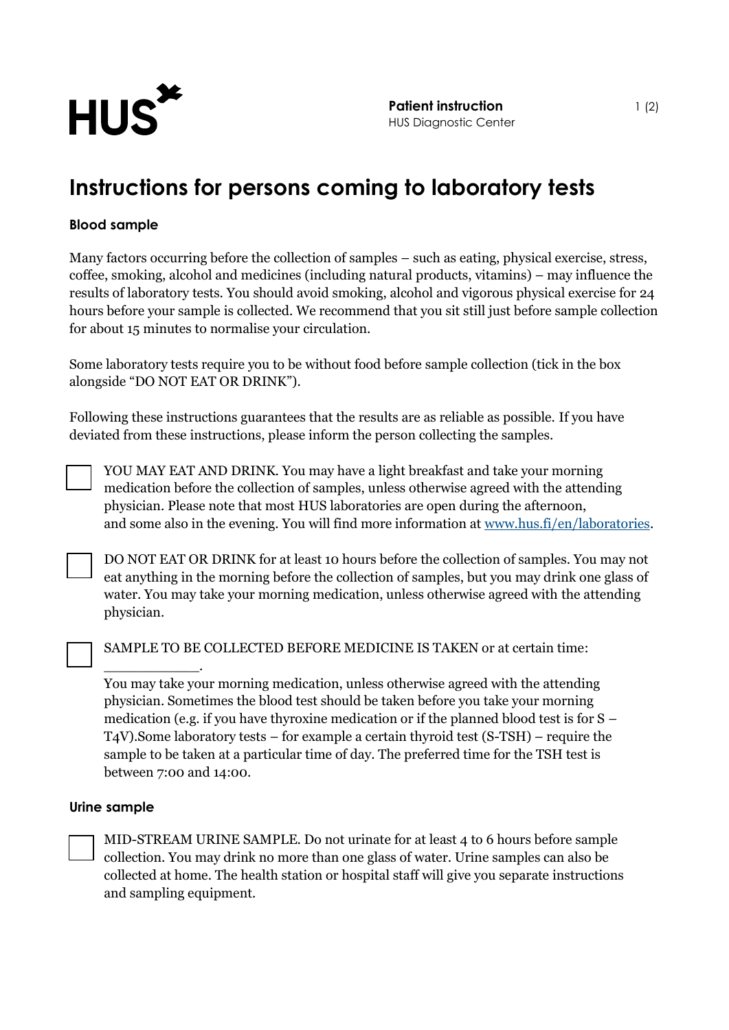**Patient instruction**
HUS Diagnostic Center

# Instructions for persons coming to laboratory tests

## Blood sample

Many factors occurring before the collection of samples – such as eating, physical exercise, stress, coffee, smoking, alcohol and medicines (including natural products, vitamins) – may influence the results of laboratory tests. You should avoid smoking, alcohol and vigorous physical exercise for 24 hours before your sample is collected. We recommend that you sit still just before sample collection for about 15 minutes to normalise your circulation.

Some laboratory tests require you to be without food before sample collection (tick in the box alongside “DO NOT EAT OR DRINK”).

Following these instructions guarantees that the results are as reliable as possible. If you have deviated from these instructions, please inform the person collecting the samples.

☐ YOU MAY EAT AND DRINK. You may have a light breakfast and take your morning medication before the collection of samples, unless otherwise agreed with the attending physician. Please note that most HUS laboratories are open during the afternoon, and some also in the evening. You will find more information at [www.hus.fi/en/laboratories](http://www.hus.fi/en/laboratories).

☐ DO NOT EAT OR DRINK for at least 10 hours before the collection of samples. You may not eat anything in the morning before the collection of samples, but you may drink one glass of water. You may take your morning medication, unless otherwise agreed with the attending physician.

☐ SAMPLE TO BE COLLECTED BEFORE MEDICINE IS TAKEN or at certain time: ___________.
You may take your morning medication, unless otherwise agreed with the attending physician. Sometimes the blood test should be taken before you take your morning medication (e.g. if you have thyroxine medication or if the planned blood test is for S – T4V).Some laboratory tests – for example a certain thyroid test (S-TSH) – require the sample to be taken at a particular time of day. The preferred time for the TSH test is between 7:00 and 14:00.

## Urine sample

☐ MID-STREAM URINE SAMPLE. Do not urinate for at least 4 to 6 hours before sample collection. You may drink no more than one glass of water. Urine samples can also be collected at home. The health station or hospital staff will give you separate instructions and sampling equipment.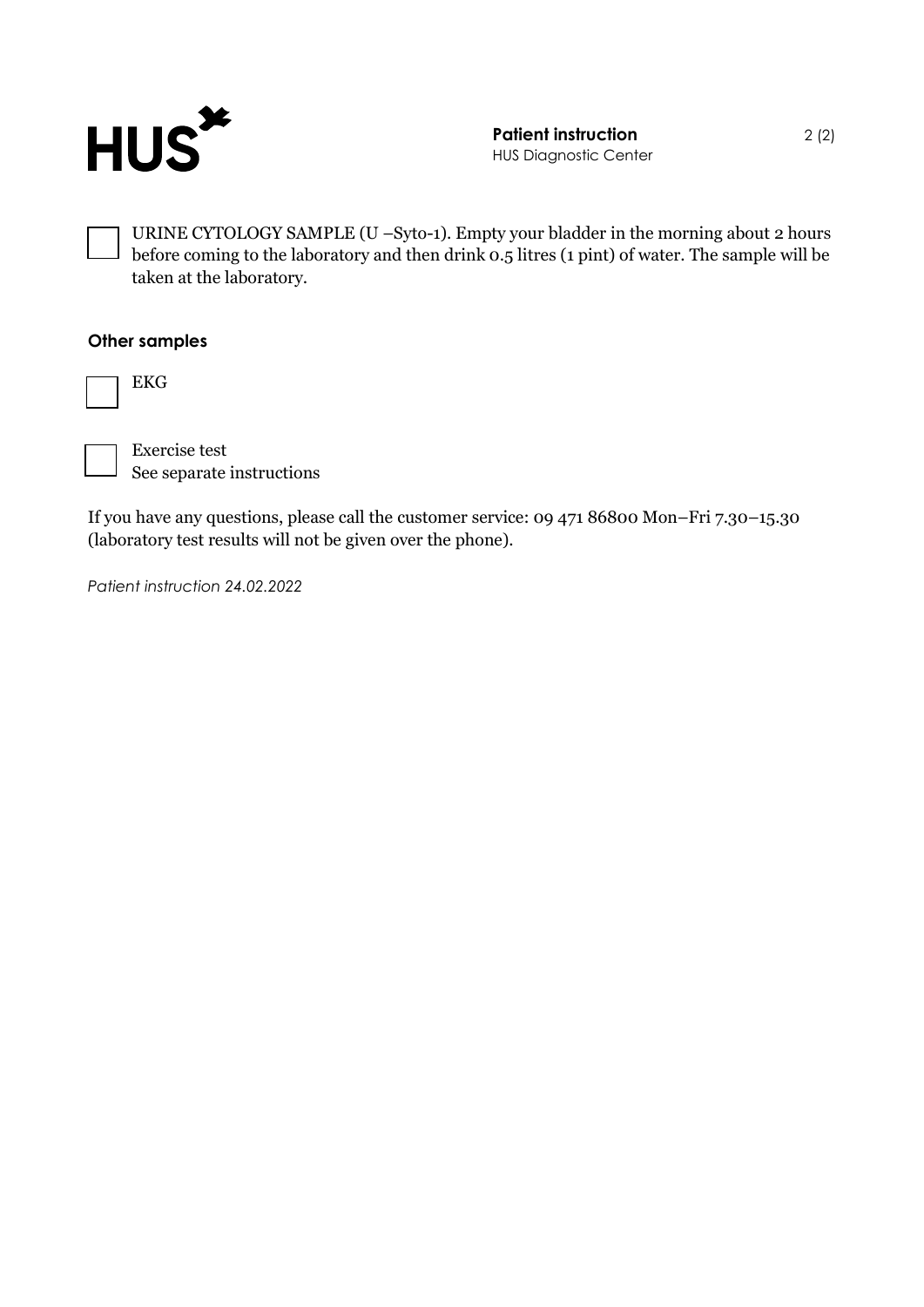☐ URINE CYTOLOGY SAMPLE (U –Syto-1). Empty your bladder in the morning about 2 hours before coming to the laboratory and then drink 0.5 litres (1 pint) of water. The sample will be taken at the laboratory.

### Other samples

☐ EKG

☐ Exercise test
See separate instructions

If you have any questions, please call the customer service: 09 471 86800 Mon–Fri 7.30–15.30 (laboratory test results will not be given over the phone).

*Patient instruction 24.02.2022*